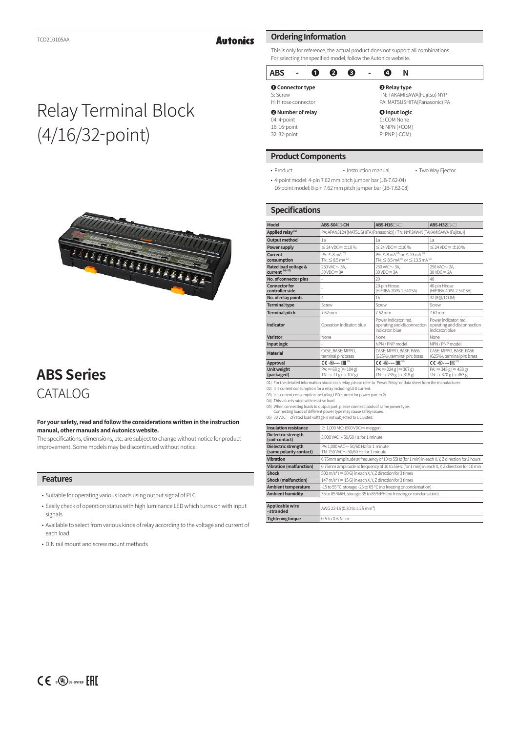Autonics

# Relay Terminal Block (4/16/32-point)

# ABS Series

CATALOG

**For your safety, read and follow the considerations written in the instruction manual, other manuals and Autonics website.**

The specifications, dimensions, etc. are subject to change without notice for product improvement. Some models may be discontinued without notice.

## Features

- Suitable for operating various loads using output signal of PLC
- Easily check of operation status with high luminance LED which turns on with input signals
- Available to select from various kinds of relay according to the voltage and current of each load
- DIN rail mount and screw mount methods

## Ordering Information

This is only for reference, the actual product does not support all combinations.
For selecting the specified model, follow the Autonics website.

**ABS - ❶ ❷ ❸ - ❹ N**

**❶ Connector type**
S: Screw
H: Hirose connector

**❷ Number of relay**
04: 4-point
16: 16-point
32: 32-point

**❸ Relay type**
TN: TAKAMISAWA(Fujitsu) NYP
PA: MATSUSHITA(Panasonic) PA

**❹ Input logic**
C: COM None
N: NPN (+COM)
P: PNP (-COM)

## Product Components

- Product
- Instruction manual
- Two Way Ejector
- 4-point model: 4-pin 7.62 mm pitch jumper bar (JB-7.62-04)
  16-point model: 8-pin 7.62 mm pitch jumper bar (JB-7.62-08)

## Specifications

| Model | ABS-S04□-CN | ABS-H16□-□ | ABS-H32□-□ |
|---|---|---|---|
| Applied relay [01] | PA: APAN3124 [MATSUSHITA (Panasonic)] / TN: NYP24W-K [TAKAMISAWA (Fujitsu)] | | |
| Output method | 1a | 1a | 1a |
| Power supply | ≤ 24 VDC⎓ ±10 % | ≤ 24 VDC⎓ ±10 % | ≤ 24 VDC⎓ ±10 % |
| Current consumption | PA: ≤ 8 mA [02]<br>TN: ≤ 8.5 mA [02] | PA: ≤ 8 mA [02] or ≤ 13 mA [03]<br>TN: ≤ 8.5 mA [02] or ≤ 13.5 mA [03] | |
| Rated load voltage & current [04] [05] | 250 VAC∼ 3A,<br>30 VDC⎓ 3A | 250 VAC∼ 3A,<br>30 VDC⎓ 3A | 250 VAC∼ 2A,<br>30 VDC⎓ 2A |
| No. of connector pins | - | 20 | 40 |
| Connector for controller side | - | 20-pin Hirose (HIF3BA-20PA-2.54DSA) | 40-pin Hirose (HIF3BA-40PA-2.54DSA) |
| No. of relay points | 4 | 16 | 32 (8점/1COM) |
| Terminal type | Screw | Screw | Screw |
| Terminal pitch | 7.62 mm | 7.62 mm | 7.62 mm |
| Indicator | Operation indicator: blue | Power indicator: red, operating and disconnection indicator: blue | Power indicator: red, operating and disconnection indicator: blue |
| Varistor | None | None | None |
| Input logic | - | NPN / PNP model | NPN / PNP model |
| Material | CASE, BASE: MPPO, terminal pin: brass | CASE: MPPO, BASE: PA66 (G25%), terminal pin: brass | CASE: MPPO, BASE: PA66 (G25%), terminal pin: brass |
| Approval | CE cULus EAC [06] | CE cULus EAC [06] | CE cULus EAC [06] |
| Unit weight (packaged) | PA: ≈ 68 g (≈ 104 g)<br>TN: ≈ 71 g (≈ 107 g) | PA: ≈ 224 g (≈ 307 g)<br>TN: ≈ 235 g (≈ 318 g) | PA: ≈ 345 g (≈ 438 g)<br>TN: ≈ 370 g (≈ 463 g) |

01) For the detailed information about each relay, please refer to 'Power Relay' or data sheet from the manufacturer.
02) It is current consumption for a relay including LED current.
03) It is current consumption including LED current for power part to 2).
04) This value is rated with resistive load.
05) When connecting loads to output part, please connect loads of same power type. Connecting loads of different power type may cause safety issues.
06) 30 VDC⎓ of rated load voltage is not subjected to UL Listed.

| | |
|---|---|
| Insulation resistance | ≥ 1,000 MΩ (500 VDC⎓ megger) |
| Dielectric strength (coil-contact) | 3,000 VAC∼ 50/60 Hz for 1 minute |
| Dielectric strength (same polarity contact) | PA: 1,000 VAC∼ 50/60 Hz for 1 minute<br>TN: 750 VAC∼ 50/60 Hz for 1 minute |
| Vibration | 0.75mm amplitude at frequency of 10 to 55Hz (for 1 min) in each X, Y, Z direction for 2 hours |
| Vibration (malfunction) | 0.75mm amplitude at frequency of 10 to 55Hz (for 1 min) in each X, Y, Z direction for 10 min |
| Shock | 500 m/s² (≈ 50 G) in each X, Y, Z direction for 3 times |
| Shock (malfunction) | 147 m/s² (≈ 15 G) in each X, Y, Z direction for 3 times |
| Ambient temperature | -15 to 55 °C, storage: -25 to 65 °C (no freezing or condensation) |
| Ambient humidity | 35 to 85 %RH, storage: 35 to 85 %RH (no freezing or condensation) |

| | |
|---|---|
| Applicable wire - stranded | AWG 22-16 (0.30 to 1.25 mm²) |
| Tightening torque | 0.5 to 0.6 N · m |

CE cULus LISTED EAC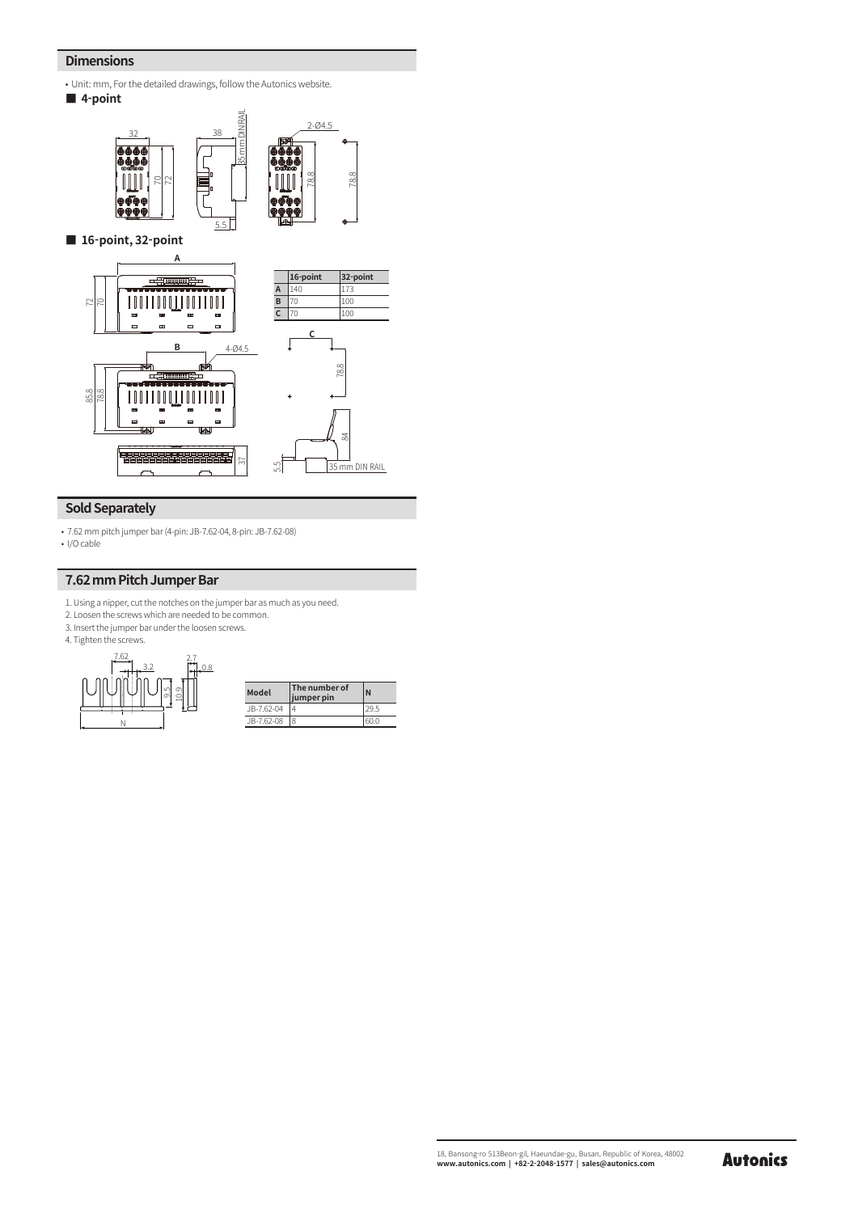## Dimensions

- Unit: mm, For the detailed drawings, follow the Autonics website.

### ■ 4-point

32
38
35 mm DIN RAIL
2-Ø4.5
70
72
78.8
78.8
5.5

### ■ 16-point, 32-point

A
72
70

| | 16-point | 32-point |
|---|---|---|
| A | 140 | 173 |
| B | 70 | 100 |
| C | 70 | 100 |

B
4-Ø4.5
85.8
78.8
C
78.8
84
37
5.5
35 mm DIN RAIL

## Sold Separately

- 7.62 mm pitch jumper bar (4-pin: JB-7.62-04, 8-pin: JB-7.62-08)
- I/O cable

## 7.62 mm Pitch Jumper Bar

1. Using a nipper, cut the notches on the jumper bar as much as you need.
2. Loosen the screws which are needed to be common.
3. Insert the jumper bar under the loosen screws.
4. Tighten the screws.

7.62
3.2
2.7
0.8
9.5
10.9
N

| Model | The number of jumper pin | N |
|---|---|---|
| JB-7.62-04 | 4 | 29.5 |
| JB-7.62-08 | 8 | 60.0 |